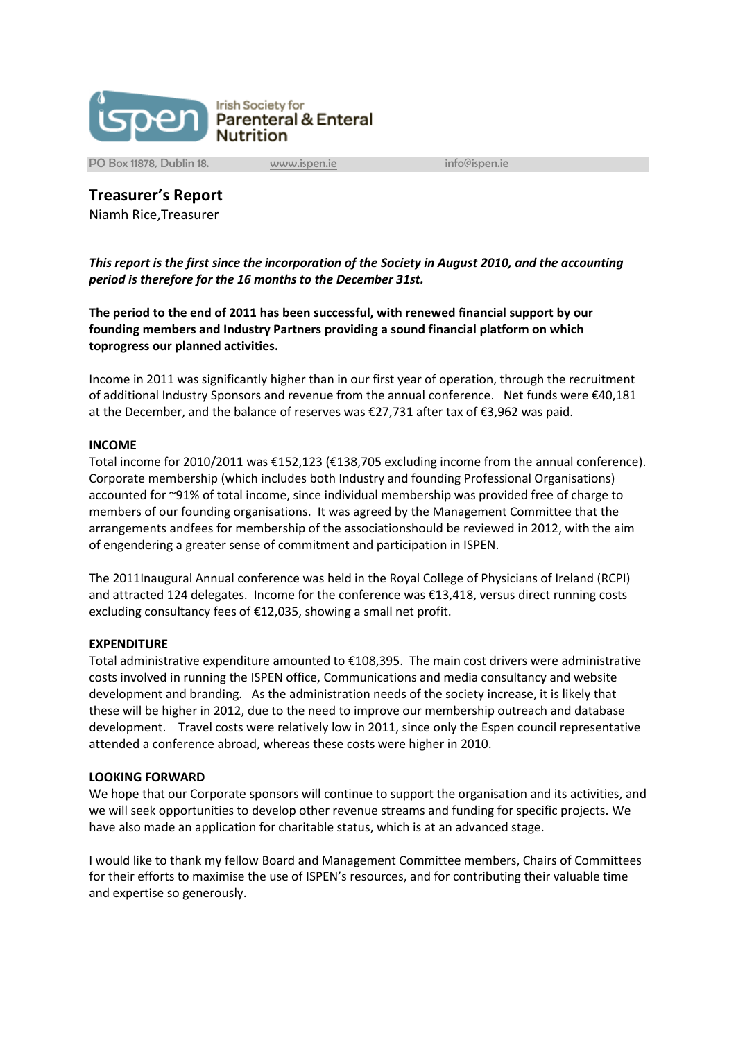Irish Society for **Parenteral & Enteral Nutrition**

PO Box 11878, Dublin 18. www.ispen.ie info@ispen.ie

## Treasurer's Report

Niamh Rice,Treasurer

***This report is the first since the incorporation of the Society in August 2010, and the accounting period is therefore for the 16 months to the December 31st.***

**The period to the end of 2011 has been successful, with renewed financial support by our founding members and Industry Partners providing a sound financial platform on which toprogress our planned activities.**

Income in 2011 was significantly higher than in our first year of operation, through the recruitment of additional Industry Sponsors and revenue from the annual conference. Net funds were €40,181 at the December, and the balance of reserves was €27,731 after tax of €3,962 was paid.

**INCOME**

Total income for 2010/2011 was €152,123 (€138,705 excluding income from the annual conference). Corporate membership (which includes both Industry and founding Professional Organisations) accounted for ~91% of total income, since individual membership was provided free of charge to members of our founding organisations. It was agreed by the Management Committee that the arrangements andfees for membership of the associationshould be reviewed in 2012, with the aim of engendering a greater sense of commitment and participation in ISPEN.

The 2011Inaugural Annual conference was held in the Royal College of Physicians of Ireland (RCPI) and attracted 124 delegates. Income for the conference was €13,418, versus direct running costs excluding consultancy fees of €12,035, showing a small net profit.

**EXPENDITURE**

Total administrative expenditure amounted to €108,395. The main cost drivers were administrative costs involved in running the ISPEN office, Communications and media consultancy and website development and branding. As the administration needs of the society increase, it is likely that these will be higher in 2012, due to the need to improve our membership outreach and database development. Travel costs were relatively low in 2011, since only the Espen council representative attended a conference abroad, whereas these costs were higher in 2010.

**LOOKING FORWARD**

We hope that our Corporate sponsors will continue to support the organisation and its activities, and we will seek opportunities to develop other revenue streams and funding for specific projects. We have also made an application for charitable status, which is at an advanced stage.

I would like to thank my fellow Board and Management Committee members, Chairs of Committees for their efforts to maximise the use of ISPEN's resources, and for contributing their valuable time and expertise so generously.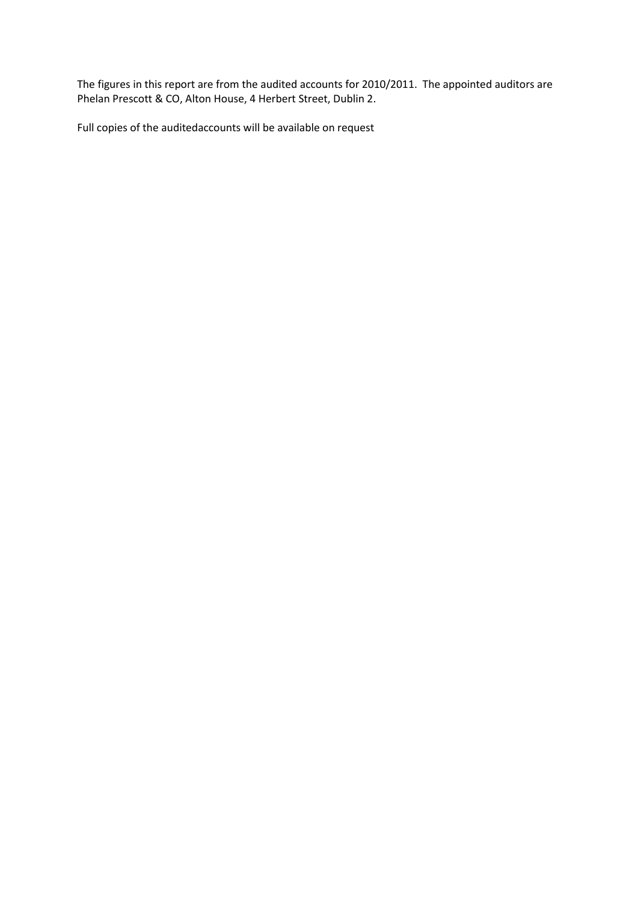The figures in this report are from the audited accounts for 2010/2011. The appointed auditors are Phelan Prescott & CO, Alton House, 4 Herbert Street, Dublin 2.

Full copies of the auditedaccounts will be available on request